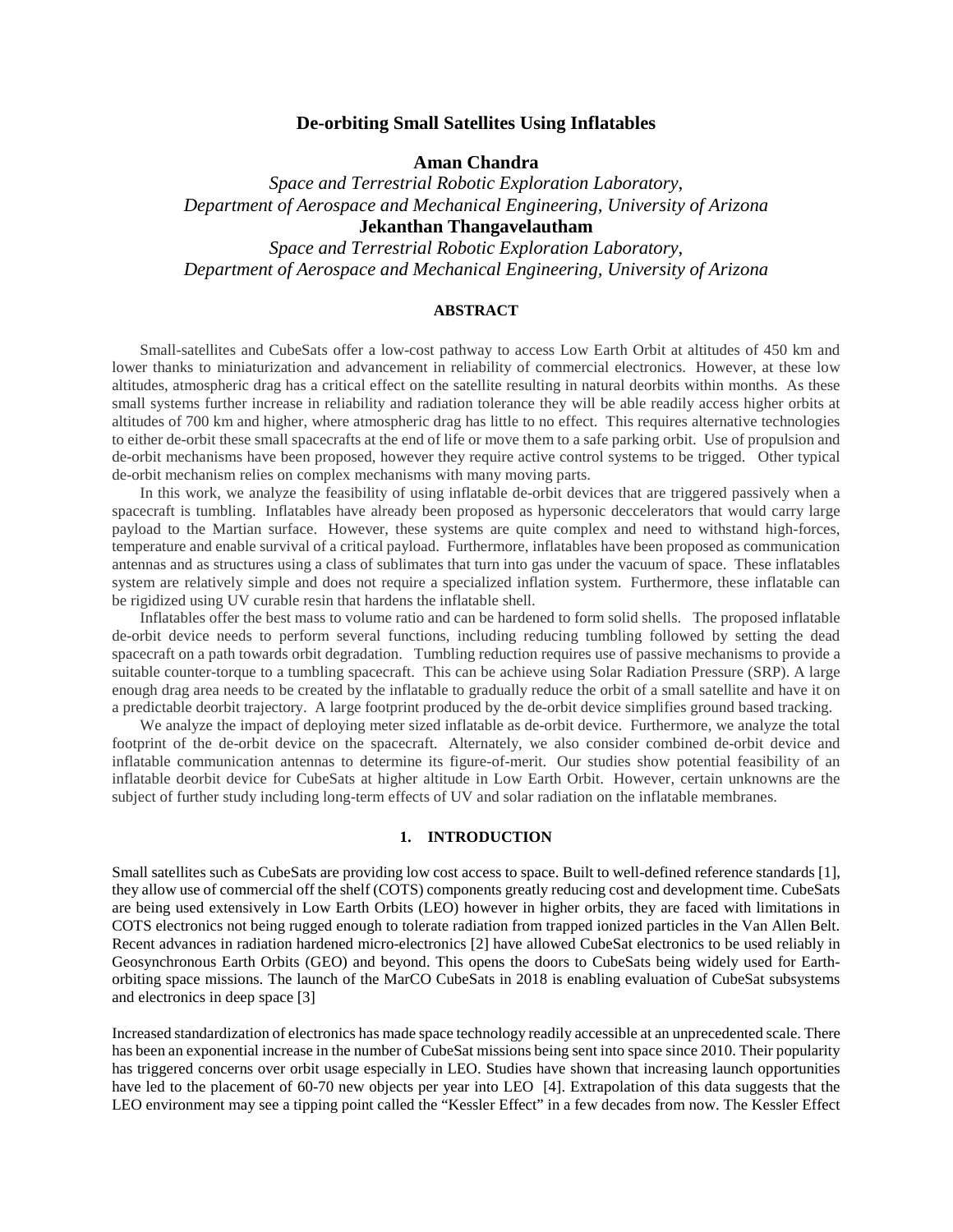# De-orbiting Small Satellites Using Inflatables

**Aman Chandra**

*Space and Terrestrial Robotic Exploration Laboratory,*
*Department of Aerospace and Mechanical Engineering, University of Arizona*

**Jekanthan Thangavelautham**

*Space and Terrestrial Robotic Exploration Laboratory,*
*Department of Aerospace and Mechanical Engineering, University of Arizona*

## ABSTRACT

Small-satellites and CubeSats offer a low-cost pathway to access Low Earth Orbit at altitudes of 450 km and lower thanks to miniaturization and advancement in reliability of commercial electronics. However, at these low altitudes, atmospheric drag has a critical effect on the satellite resulting in natural deorbits within months. As these small systems further increase in reliability and radiation tolerance they will be able readily access higher orbits at altitudes of 700 km and higher, where atmospheric drag has little to no effect. This requires alternative technologies to either de-orbit these small spacecrafts at the end of life or move them to a safe parking orbit. Use of propulsion and de-orbit mechanisms have been proposed, however they require active control systems to be trigged. Other typical de-orbit mechanism relies on complex mechanisms with many moving parts.

In this work, we analyze the feasibility of using inflatable de-orbit devices that are triggered passively when a spacecraft is tumbling. Inflatables have already been proposed as hypersonic deccelerators that would carry large payload to the Martian surface. However, these systems are quite complex and need to withstand high-forces, temperature and enable survival of a critical payload. Furthermore, inflatables have been proposed as communication antennas and as structures using a class of sublimates that turn into gas under the vacuum of space. These inflatables system are relatively simple and does not require a specialized inflation system. Furthermore, these inflatable can be rigidized using UV curable resin that hardens the inflatable shell.

Inflatables offer the best mass to volume ratio and can be hardened to form solid shells. The proposed inflatable de-orbit device needs to perform several functions, including reducing tumbling followed by setting the dead spacecraft on a path towards orbit degradation. Tumbling reduction requires use of passive mechanisms to provide a suitable counter-torque to a tumbling spacecraft. This can be achieve using Solar Radiation Pressure (SRP). A large enough drag area needs to be created by the inflatable to gradually reduce the orbit of a small satellite and have it on a predictable deorbit trajectory. A large footprint produced by the de-orbit device simplifies ground based tracking.

We analyze the impact of deploying meter sized inflatable as de-orbit device. Furthermore, we analyze the total footprint of the de-orbit device on the spacecraft. Alternately, we also consider combined de-orbit device and inflatable communication antennas to determine its figure-of-merit. Our studies show potential feasibility of an inflatable deorbit device for CubeSats at higher altitude in Low Earth Orbit. However, certain unknowns are the subject of further study including long-term effects of UV and solar radiation on the inflatable membranes.

## 1. INTRODUCTION

Small satellites such as CubeSats are providing low cost access to space. Built to well-defined reference standards [1], they allow use of commercial off the shelf (COTS) components greatly reducing cost and development time. CubeSats are being used extensively in Low Earth Orbits (LEO) however in higher orbits, they are faced with limitations in COTS electronics not being rugged enough to tolerate radiation from trapped ionized particles in the Van Allen Belt. Recent advances in radiation hardened micro-electronics [2] have allowed CubeSat electronics to be used reliably in Geosynchronous Earth Orbits (GEO) and beyond. This opens the doors to CubeSats being widely used for Earth-orbiting space missions. The launch of the MarCO CubeSats in 2018 is enabling evaluation of CubeSat subsystems and electronics in deep space [3]

Increased standardization of electronics has made space technology readily accessible at an unprecedented scale. There has been an exponential increase in the number of CubeSat missions being sent into space since 2010. Their popularity has triggered concerns over orbit usage especially in LEO. Studies have shown that increasing launch opportunities have led to the placement of 60-70 new objects per year into LEO [4]. Extrapolation of this data suggests that the LEO environment may see a tipping point called the "Kessler Effect" in a few decades from now. The Kessler Effect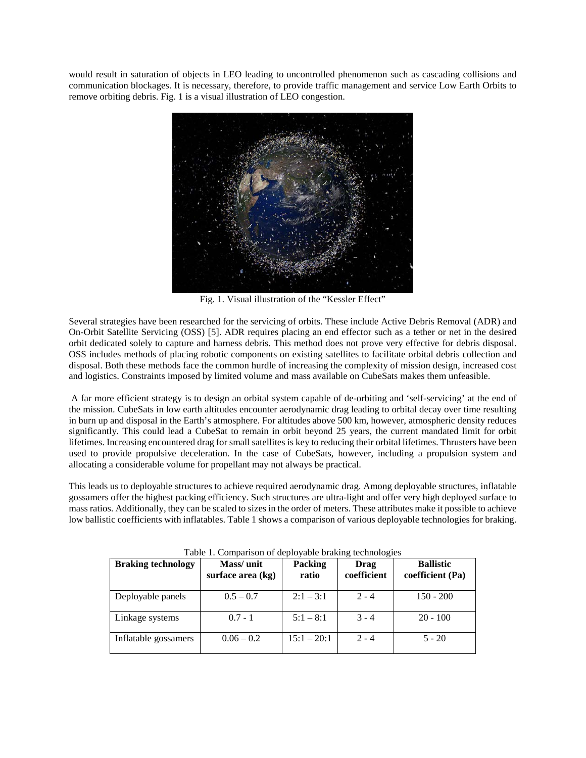would result in saturation of objects in LEO leading to uncontrolled phenomenon such as cascading collisions and communication blockages. It is necessary, therefore, to provide traffic management and service Low Earth Orbits to remove orbiting debris. Fig. 1 is a visual illustration of LEO congestion.

Fig. 1. Visual illustration of the "Kessler Effect"

Several strategies have been researched for the servicing of orbits. These include Active Debris Removal (ADR) and On-Orbit Satellite Servicing (OSS) [5]. ADR requires placing an end effector such as a tether or net in the desired orbit dedicated solely to capture and harness debris. This method does not prove very effective for debris disposal. OSS includes methods of placing robotic components on existing satellites to facilitate orbital debris collection and disposal. Both these methods face the common hurdle of increasing the complexity of mission design, increased cost and logistics. Constraints imposed by limited volume and mass available on CubeSats makes them unfeasible.

A far more efficient strategy is to design an orbital system capable of de-orbiting and 'self-servicing' at the end of the mission. CubeSats in low earth altitudes encounter aerodynamic drag leading to orbital decay over time resulting in burn up and disposal in the Earth's atmosphere. For altitudes above 500 km, however, atmospheric density reduces significantly. This could lead a CubeSat to remain in orbit beyond 25 years, the current mandated limit for orbit lifetimes. Increasing encountered drag for small satellites is key to reducing their orbital lifetimes. Thrusters have been used to provide propulsive deceleration. In the case of CubeSats, however, including a propulsion system and allocating a considerable volume for propellant may not always be practical.

This leads us to deployable structures to achieve required aerodynamic drag. Among deployable structures, inflatable gossamers offer the highest packing efficiency. Such structures are ultra-light and offer very high deployed surface to mass ratios. Additionally, they can be scaled to sizes in the order of meters. These attributes make it possible to achieve low ballistic coefficients with inflatables. Table 1 shows a comparison of various deployable technologies for braking.

Table 1. Comparison of deployable braking technologies

| Braking technology | Mass/ unit surface area (kg) | Packing ratio | Drag coefficient | Ballistic coefficient (Pa) |
|---|---|---|---|---|
| Deployable panels | 0.5 – 0.7 | 2:1 – 3:1 | 2 - 4 | 150 - 200 |
| Linkage systems | 0.7 - 1 | 5:1 – 8:1 | 3 - 4 | 20 - 100 |
| Inflatable gossamers | 0.06 – 0.2 | 15:1 – 20:1 | 2 - 4 | 5 - 20 |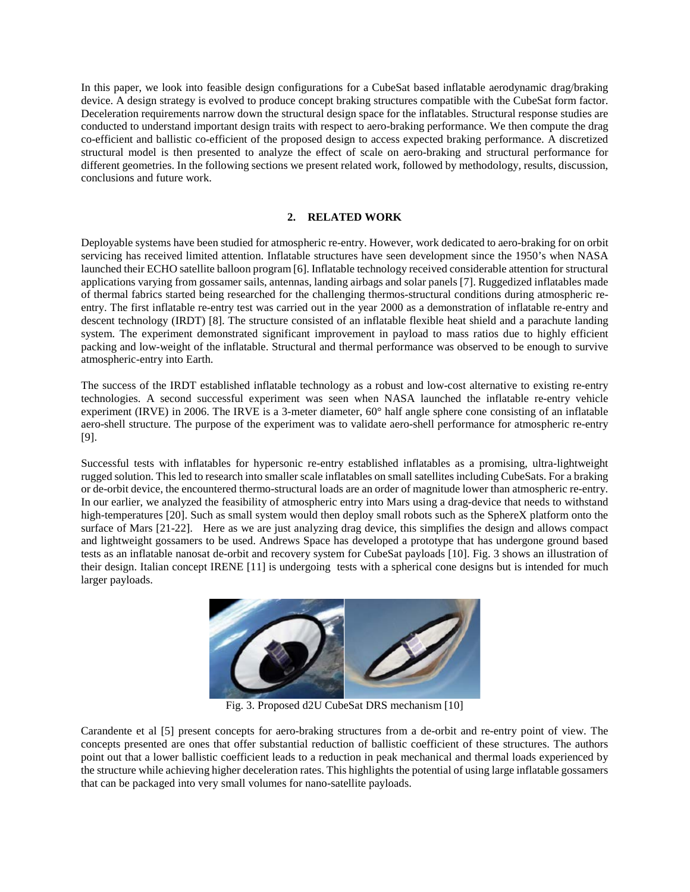In this paper, we look into feasible design configurations for a CubeSat based inflatable aerodynamic drag/braking device. A design strategy is evolved to produce concept braking structures compatible with the CubeSat form factor. Deceleration requirements narrow down the structural design space for the inflatables. Structural response studies are conducted to understand important design traits with respect to aero-braking performance. We then compute the drag co-efficient and ballistic co-efficient of the proposed design to access expected braking performance. A discretized structural model is then presented to analyze the effect of scale on aero-braking and structural performance for different geometries. In the following sections we present related work, followed by methodology, results, discussion, conclusions and future work.

## 2. RELATED WORK

Deployable systems have been studied for atmospheric re-entry. However, work dedicated to aero-braking for on orbit servicing has received limited attention. Inflatable structures have seen development since the 1950's when NASA launched their ECHO satellite balloon program [6]. Inflatable technology received considerable attention for structural applications varying from gossamer sails, antennas, landing airbags and solar panels [7]. Ruggedized inflatables made of thermal fabrics started being researched for the challenging thermos-structural conditions during atmospheric re-entry. The first inflatable re-entry test was carried out in the year 2000 as a demonstration of inflatable re-entry and descent technology (IRDT) [8]. The structure consisted of an inflatable flexible heat shield and a parachute landing system. The experiment demonstrated significant improvement in payload to mass ratios due to highly efficient packing and low-weight of the inflatable. Structural and thermal performance was observed to be enough to survive atmospheric-entry into Earth.

The success of the IRDT established inflatable technology as a robust and low-cost alternative to existing re-entry technologies. A second successful experiment was seen when NASA launched the inflatable re-entry vehicle experiment (IRVE) in 2006. The IRVE is a 3-meter diameter, 60° half angle sphere cone consisting of an inflatable aero-shell structure. The purpose of the experiment was to validate aero-shell performance for atmospheric re-entry [9].

Successful tests with inflatables for hypersonic re-entry established inflatables as a promising, ultra-lightweight rugged solution. This led to research into smaller scale inflatables on small satellites including CubeSats. For a braking or de-orbit device, the encountered thermo-structural loads are an order of magnitude lower than atmospheric re-entry. In our earlier, we analyzed the feasibility of atmospheric entry into Mars using a drag-device that needs to withstand high-temperatures [20]. Such as small system would then deploy small robots such as the SphereX platform onto the surface of Mars [21-22]. Here as we are just analyzing drag device, this simplifies the design and allows compact and lightweight gossamers to be used. Andrews Space has developed a prototype that has undergone ground based tests as an inflatable nanosat de-orbit and recovery system for CubeSat payloads [10]. Fig. 3 shows an illustration of their design. Italian concept IRENE [11] is undergoing tests with a spherical cone designs but is intended for much larger payloads.

Fig. 3. Proposed d2U CubeSat DRS mechanism [10]

Carandente et al [5] present concepts for aero-braking structures from a de-orbit and re-entry point of view. The concepts presented are ones that offer substantial reduction of ballistic coefficient of these structures. The authors point out that a lower ballistic coefficient leads to a reduction in peak mechanical and thermal loads experienced by the structure while achieving higher deceleration rates. This highlights the potential of using large inflatable gossamers that can be packaged into very small volumes for nano-satellite payloads.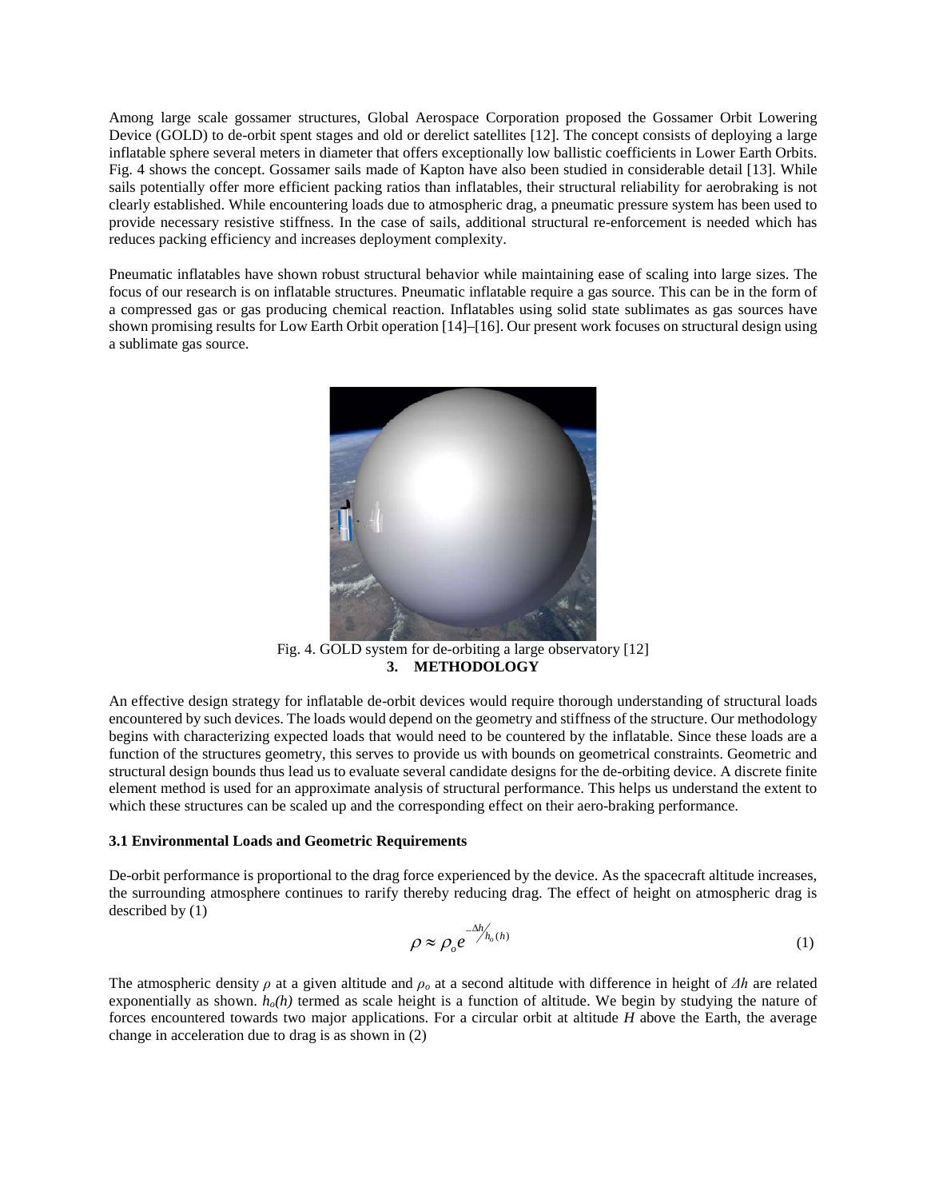Among large scale gossamer structures, Global Aerospace Corporation proposed the Gossamer Orbit Lowering Device (GOLD) to de-orbit spent stages and old or derelict satellites [12]. The concept consists of deploying a large inflatable sphere several meters in diameter that offers exceptionally low ballistic coefficients in Lower Earth Orbits. Fig. 4 shows the concept. Gossamer sails made of Kapton have also been studied in considerable detail [13]. While sails potentially offer more efficient packing ratios than inflatables, their structural reliability for aerobraking is not clearly established. While encountering loads due to atmospheric drag, a pneumatic pressure system has been used to provide necessary resistive stiffness. In the case of sails, additional structural re-enforcement is needed which has reduces packing efficiency and increases deployment complexity.

Pneumatic inflatables have shown robust structural behavior while maintaining ease of scaling into large sizes. The focus of our research is on inflatable structures. Pneumatic inflatable require a gas source. This can be in the form of a compressed gas or gas producing chemical reaction. Inflatables using solid state sublimates as gas sources have shown promising results for Low Earth Orbit operation [14]–[16]. Our present work focuses on structural design using a sublimate gas source.

Fig. 4. GOLD system for de-orbiting a large observatory [12]

## 3. METHODOLOGY

An effective design strategy for inflatable de-orbit devices would require thorough understanding of structural loads encountered by such devices. The loads would depend on the geometry and stiffness of the structure. Our methodology begins with characterizing expected loads that would need to be countered by the inflatable. Since these loads are a function of the structures geometry, this serves to provide us with bounds on geometrical constraints. Geometric and structural design bounds thus lead us to evaluate several candidate designs for the de-orbiting device. A discrete finite element method is used for an approximate analysis of structural performance. This helps us understand the extent to which these structures can be scaled up and the corresponding effect on their aero-braking performance.

### 3.1 Environmental Loads and Geometric Requirements

De-orbit performance is proportional to the drag force experienced by the device. As the spacecraft altitude increases, the surrounding atmosphere continues to rarify thereby reducing drag. The effect of height on atmospheric drag is described by (1)

$$\rho \approx \rho_o e^{-\Delta h / h_o(h)} \tag{1}$$

The atmospheric density $\rho$ at a given altitude and $\rho_o$ at a second altitude with difference in height of $\Delta h$ are related exponentially as shown. $h_o(h)$ termed as scale height is a function of altitude. We begin by studying the nature of forces encountered towards two major applications. For a circular orbit at altitude $H$ above the Earth, the average change in acceleration due to drag is as shown in (2)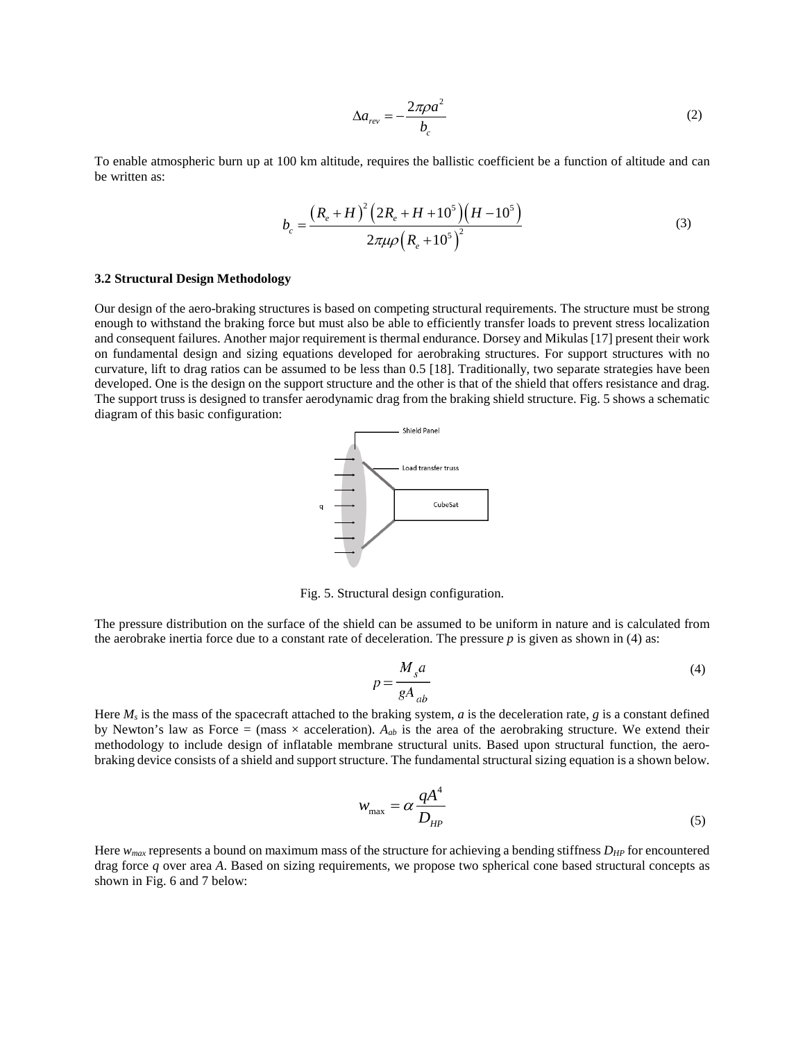$$\Delta a_{rev} = -\frac{2\pi\rho a^2}{b_c} \tag{2}$$

To enable atmospheric burn up at 100 km altitude, requires the ballistic coefficient be a function of altitude and can be written as:

$$b_c = \frac{\left(R_e + H\right)^2 \left(2R_e + H + 10^5\right)\left(H - 10^5\right)}{2\pi\mu\rho\left(R_e + 10^5\right)^2} \tag{3}$$

**3.2 Structural Design Methodology**

Our design of the aero-braking structures is based on competing structural requirements. The structure must be strong enough to withstand the braking force but must also be able to efficiently transfer loads to prevent stress localization and consequent failures. Another major requirement is thermal endurance. Dorsey and Mikulas [17] present their work on fundamental design and sizing equations developed for aerobraking structures. For support structures with no curvature, lift to drag ratios can be assumed to be less than 0.5 [18]. Traditionally, two separate strategies have been developed. One is the design on the support structure and the other is that of the shield that offers resistance and drag. The support truss is designed to transfer aerodynamic drag from the braking shield structure. Fig. 5 shows a schematic diagram of this basic configuration:

Fig. 5. Structural design configuration.

The pressure distribution on the surface of the shield can be assumed to be uniform in nature and is calculated from the aerobrake inertia force due to a constant rate of deceleration. The pressure $p$ is given as shown in (4) as:

$$p = \frac{M_s a}{g A_{ab}} \tag{4}$$

Here $M_s$ is the mass of the spacecraft attached to the braking system, $a$ is the deceleration rate, $g$ is a constant defined by Newton's law as Force = (mass × acceleration). $A_{ab}$ is the area of the aerobraking structure. We extend their methodology to include design of inflatable membrane structural units. Based upon structural function, the aero-braking device consists of a shield and support structure. The fundamental structural sizing equation is a shown below.

$$w_{\max} = \alpha \frac{qA^4}{D_{HP}} \tag{5}$$

Here $w_{max}$ represents a bound on maximum mass of the structure for achieving a bending stiffness $D_{HP}$ for encountered drag force $q$ over area $A$. Based on sizing requirements, we propose two spherical cone based structural concepts as shown in Fig. 6 and 7 below: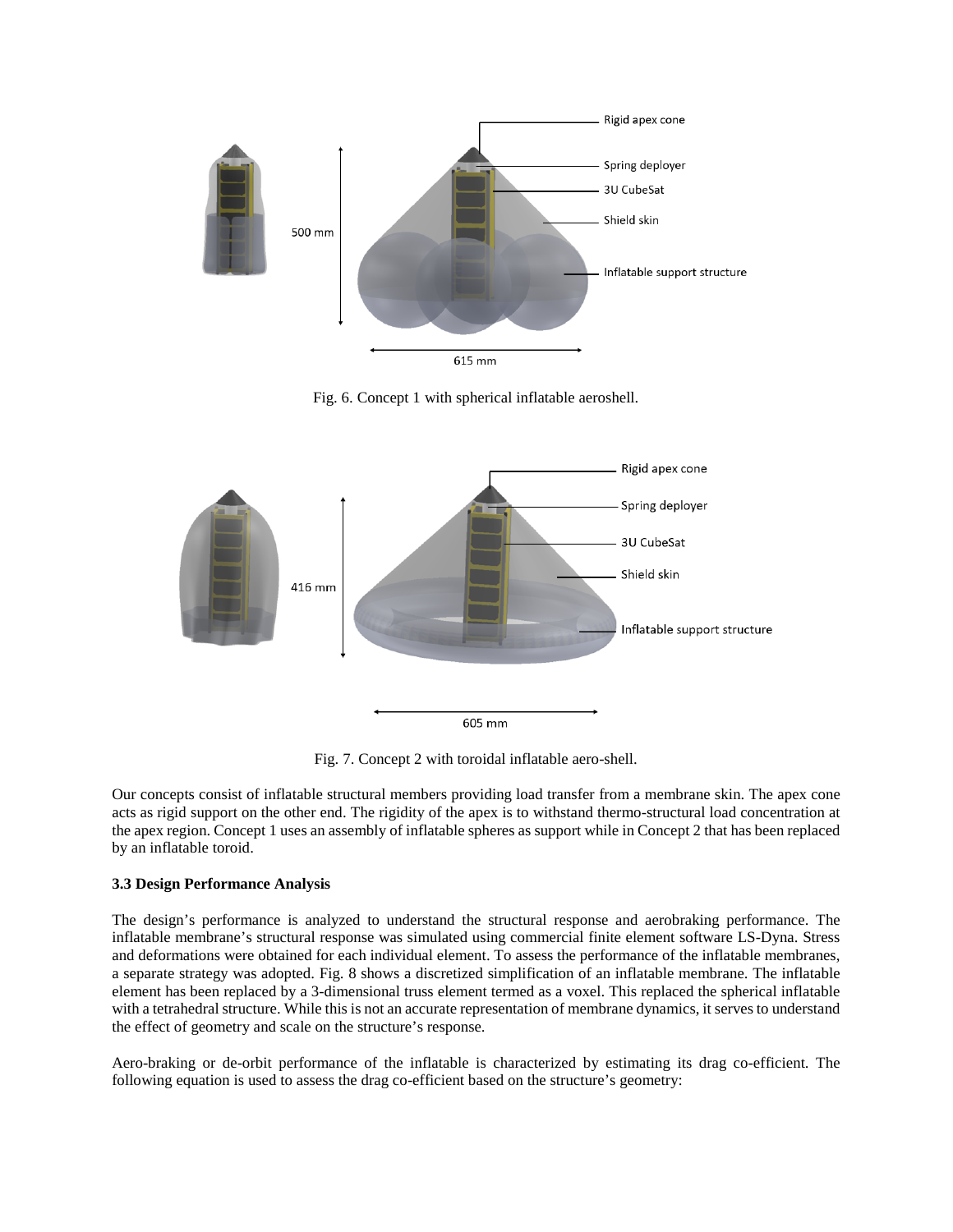Fig. 6. Concept 1 with spherical inflatable aeroshell.

Fig. 7. Concept 2 with toroidal inflatable aero-shell.

Our concepts consist of inflatable structural members providing load transfer from a membrane skin. The apex cone acts as rigid support on the other end. The rigidity of the apex is to withstand thermo-structural load concentration at the apex region. Concept 1 uses an assembly of inflatable spheres as support while in Concept 2 that has been replaced by an inflatable toroid.

### 3.3 Design Performance Analysis

The design's performance is analyzed to understand the structural response and aerobraking performance. The inflatable membrane's structural response was simulated using commercial finite element software LS-Dyna. Stress and deformations were obtained for each individual element. To assess the performance of the inflatable membranes, a separate strategy was adopted. Fig. 8 shows a discretized simplification of an inflatable membrane. The inflatable element has been replaced by a 3-dimensional truss element termed as a voxel. This replaced the spherical inflatable with a tetrahedral structure. While this is not an accurate representation of membrane dynamics, it serves to understand the effect of geometry and scale on the structure's response.

Aero-braking or de-orbit performance of the inflatable is characterized by estimating its drag co-efficient. The following equation is used to assess the drag co-efficient based on the structure's geometry: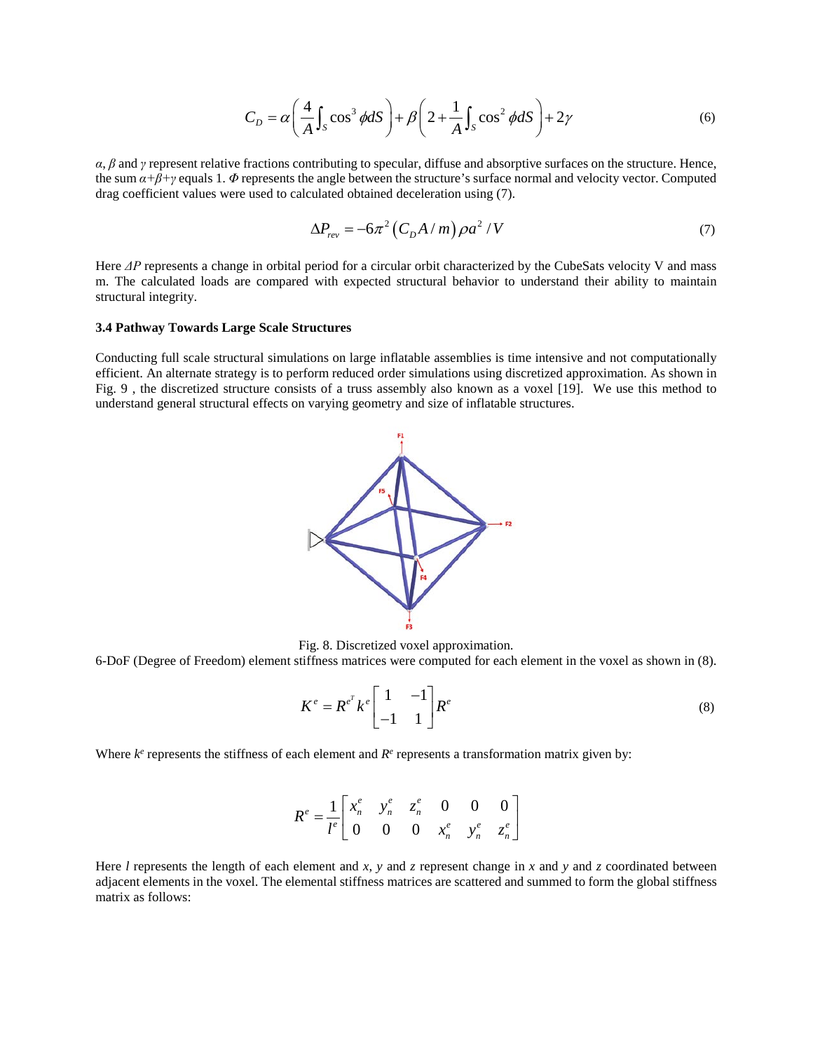$$C_D = \alpha\left(\frac{4}{A}\int_S \cos^3\phi dS\right) + \beta\left(2 + \frac{1}{A}\int_S \cos^2\phi dS\right) + 2\gamma \tag{6}$$

*α*, *β* and *γ* represent relative fractions contributing to specular, diffuse and absorptive surfaces on the structure. Hence, the sum $\alpha+\beta+\gamma$ equals 1. *Φ* represents the angle between the structure's surface normal and velocity vector. Computed drag coefficient values were used to calculated obtained deceleration using (7).

$$\Delta P_{rev} = -6\pi^2\left(C_D A/m\right)\rho a^2/V \tag{7}$$

Here $\Delta P$ represents a change in orbital period for a circular orbit characterized by the CubeSats velocity V and mass m. The calculated loads are compared with expected structural behavior to understand their ability to maintain structural integrity.

### 3.4 Pathway Towards Large Scale Structures

Conducting full scale structural simulations on large inflatable assemblies is time intensive and not computationally efficient. An alternate strategy is to perform reduced order simulations using discretized approximation. As shown in Fig. 9 , the discretized structure consists of a truss assembly also known as a voxel [19]. We use this method to understand general structural effects on varying geometry and size of inflatable structures.

Fig. 8. Discretized voxel approximation.

6-DoF (Degree of Freedom) element stiffness matrices were computed for each element in the voxel as shown in (8).

$$K^e = R^{e^T} k^e \begin{bmatrix} 1 & -1 \\ -1 & 1 \end{bmatrix} R^e \tag{8}$$

Where $k^e$ represents the stiffness of each element and $R^e$ represents a transformation matrix given by:

$$R^e = \frac{1}{l^e}\begin{bmatrix} x_n^e & y_n^e & z_n^e & 0 & 0 & 0 \\ 0 & 0 & 0 & x_n^e & y_n^e & z_n^e \end{bmatrix}$$

Here *l* represents the length of each element and *x*, *y* and *z* represent change in *x* and *y* and *z* coordinated between adjacent elements in the voxel. The elemental stiffness matrices are scattered and summed to form the global stiffness matrix as follows: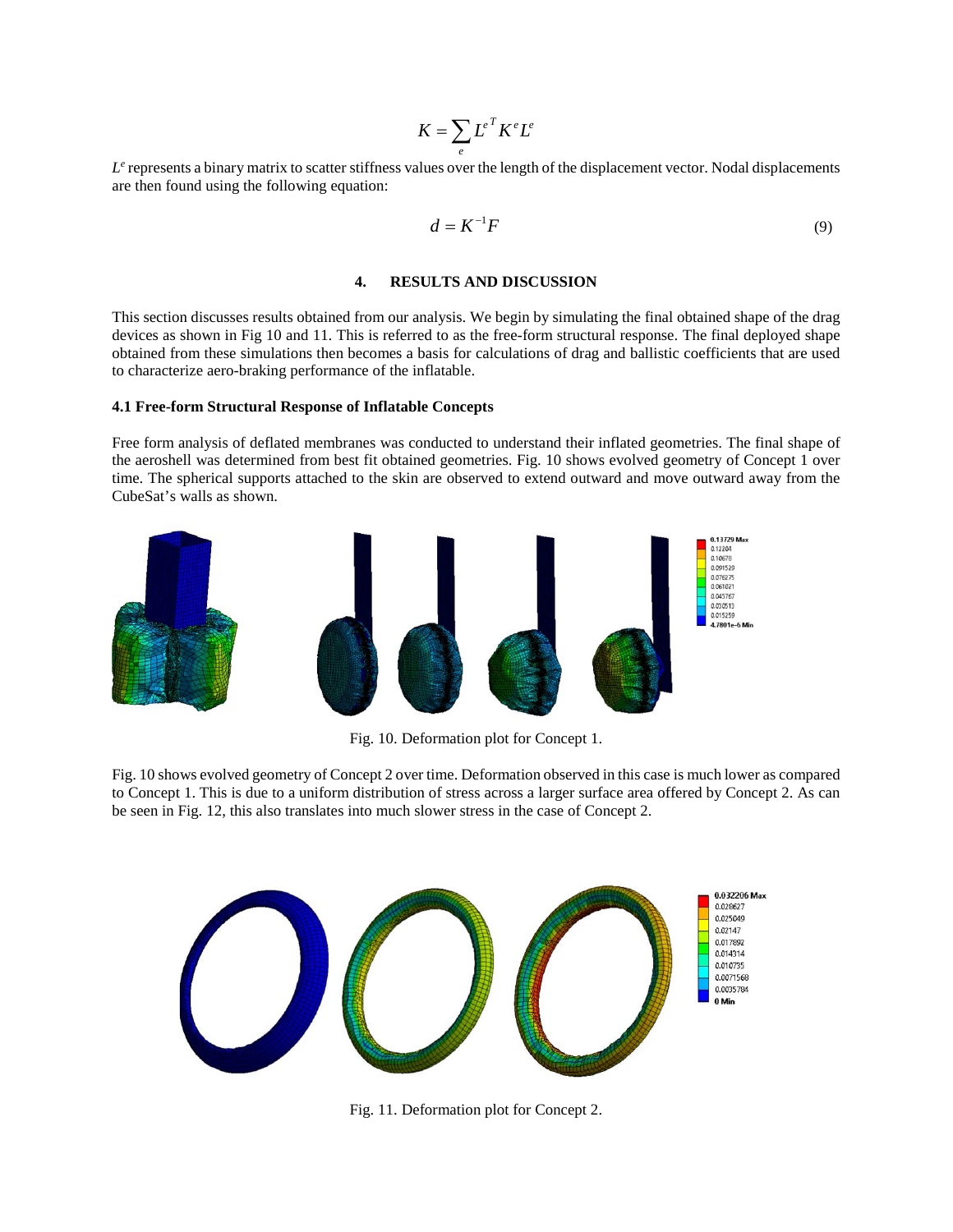$$K = \sum_{e} L^{e^T} K^e L^e$$

$L^e$ represents a binary matrix to scatter stiffness values over the length of the displacement vector. Nodal displacements are then found using the following equation:

$$d = K^{-1} F \tag{9}$$

## 4. RESULTS AND DISCUSSION

This section discusses results obtained from our analysis. We begin by simulating the final obtained shape of the drag devices as shown in Fig 10 and 11. This is referred to as the free-form structural response. The final deployed shape obtained from these simulations then becomes a basis for calculations of drag and ballistic coefficients that are used to characterize aero-braking performance of the inflatable.

### 4.1 Free-form Structural Response of Inflatable Concepts

Free form analysis of deflated membranes was conducted to understand their inflated geometries. The final shape of the aeroshell was determined from best fit obtained geometries. Fig. 10 shows evolved geometry of Concept 1 over time. The spherical supports attached to the skin are observed to extend outward and move outward away from the CubeSat's walls as shown.

Fig. 10. Deformation plot for Concept 1.

Fig. 10 shows evolved geometry of Concept 2 over time. Deformation observed in this case is much lower as compared to Concept 1. This is due to a uniform distribution of stress across a larger surface area offered by Concept 2. As can be seen in Fig. 12, this also translates into much slower stress in the case of Concept 2.

Fig. 11. Deformation plot for Concept 2.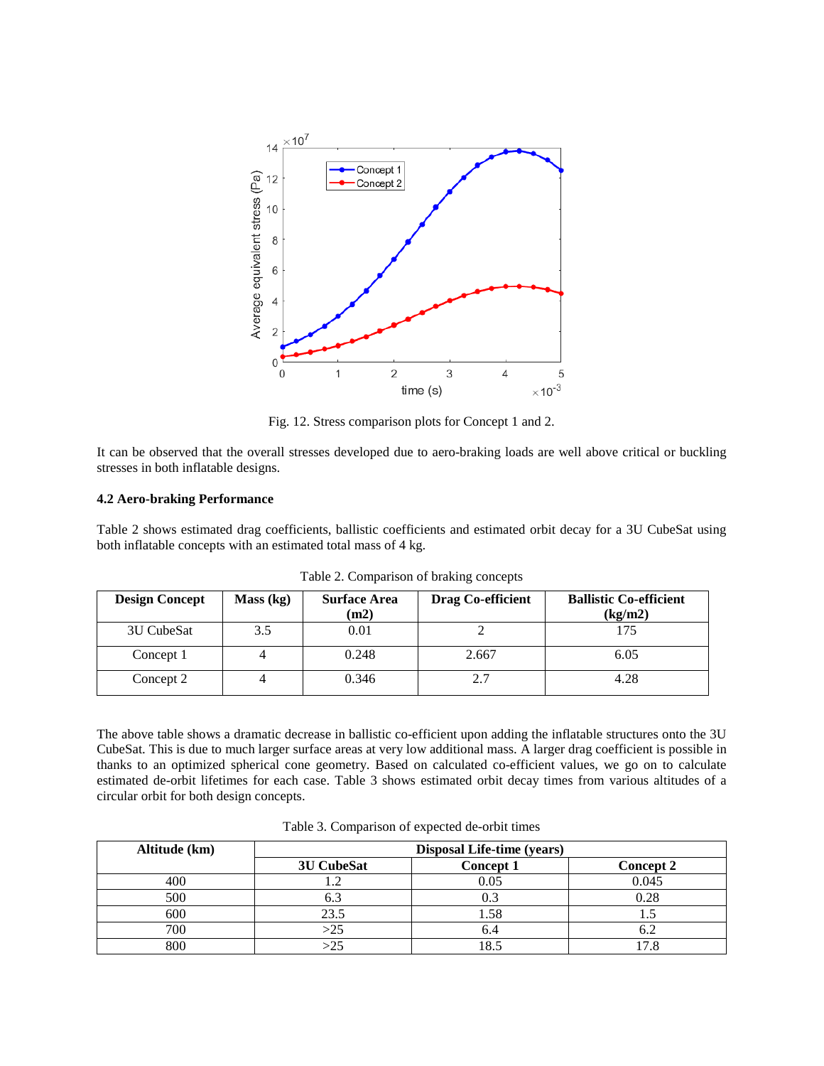Fig. 12. Stress comparison plots for Concept 1 and 2.

It can be observed that the overall stresses developed due to aero-braking loads are well above critical or buckling stresses in both inflatable designs.

### 4.2 Aero-braking Performance

Table 2 shows estimated drag coefficients, ballistic coefficients and estimated orbit decay for a 3U CubeSat using both inflatable concepts with an estimated total mass of 4 kg.

Table 2. Comparison of braking concepts

| Design Concept | Mass (kg) | Surface Area (m2) | Drag Co-efficient | Ballistic Co-efficient (kg/m2) |
|---|---|---|---|---|
| 3U CubeSat | 3.5 | 0.01 | 2 | 175 |
| Concept 1 | 4 | 0.248 | 2.667 | 6.05 |
| Concept 2 | 4 | 0.346 | 2.7 | 4.28 |

The above table shows a dramatic decrease in ballistic co-efficient upon adding the inflatable structures onto the 3U CubeSat. This is due to much larger surface areas at very low additional mass. A larger drag coefficient is possible in thanks to an optimized spherical cone geometry. Based on calculated co-efficient values, we go on to calculate estimated de-orbit lifetimes for each case. Table 3 shows estimated orbit decay times from various altitudes of a circular orbit for both design concepts.

Table 3. Comparison of expected de-orbit times

| Altitude (km) | Disposal Life-time (years) | | |
|---|---|---|---|
| | 3U CubeSat | Concept 1 | Concept 2 |
| 400 | 1.2 | 0.05 | 0.045 |
| 500 | 6.3 | 0.3 | 0.28 |
| 600 | 23.5 | 1.58 | 1.5 |
| 700 | >25 | 6.4 | 6.2 |
| 800 | >25 | 18.5 | 17.8 |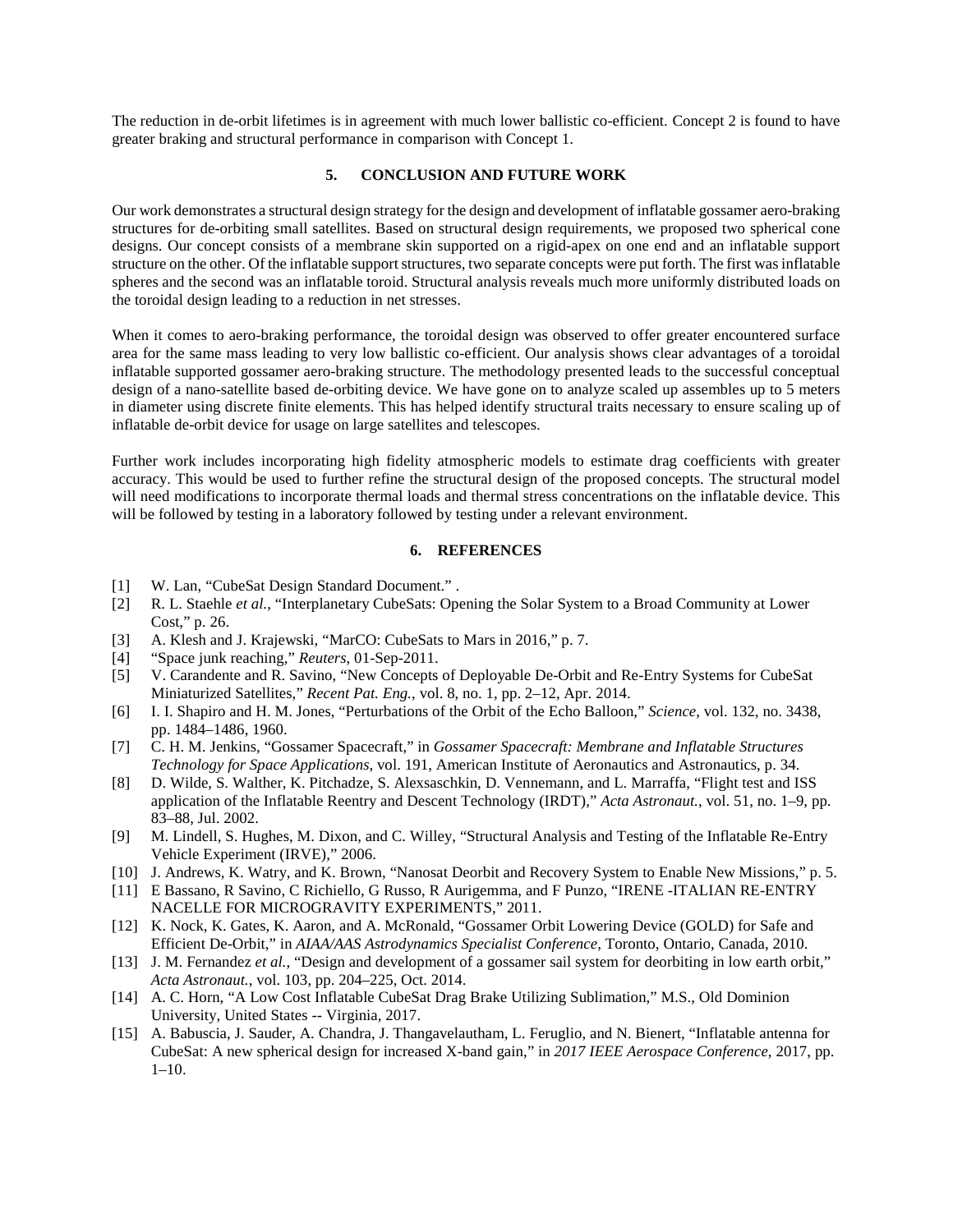The reduction in de-orbit lifetimes is in agreement with much lower ballistic co-efficient. Concept 2 is found to have greater braking and structural performance in comparison with Concept 1.

## 5. CONCLUSION AND FUTURE WORK

Our work demonstrates a structural design strategy for the design and development of inflatable gossamer aero-braking structures for de-orbiting small satellites. Based on structural design requirements, we proposed two spherical cone designs. Our concept consists of a membrane skin supported on a rigid-apex on one end and an inflatable support structure on the other. Of the inflatable support structures, two separate concepts were put forth. The first was inflatable spheres and the second was an inflatable toroid. Structural analysis reveals much more uniformly distributed loads on the toroidal design leading to a reduction in net stresses.

When it comes to aero-braking performance, the toroidal design was observed to offer greater encountered surface area for the same mass leading to very low ballistic co-efficient. Our analysis shows clear advantages of a toroidal inflatable supported gossamer aero-braking structure. The methodology presented leads to the successful conceptual design of a nano-satellite based de-orbiting device. We have gone on to analyze scaled up assembles up to 5 meters in diameter using discrete finite elements. This has helped identify structural traits necessary to ensure scaling up of inflatable de-orbit device for usage on large satellites and telescopes.

Further work includes incorporating high fidelity atmospheric models to estimate drag coefficients with greater accuracy. This would be used to further refine the structural design of the proposed concepts. The structural model will need modifications to incorporate thermal loads and thermal stress concentrations on the inflatable device. This will be followed by testing in a laboratory followed by testing under a relevant environment.

## 6. REFERENCES

[1] W. Lan, "CubeSat Design Standard Document." .
[2] R. L. Staehle *et al.*, "Interplanetary CubeSats: Opening the Solar System to a Broad Community at Lower Cost," p. 26.
[3] A. Klesh and J. Krajewski, "MarCO: CubeSats to Mars in 2016," p. 7.
[4] "Space junk reaching," *Reuters*, 01-Sep-2011.
[5] V. Carandente and R. Savino, "New Concepts of Deployable De-Orbit and Re-Entry Systems for CubeSat Miniaturized Satellites," *Recent Pat. Eng.*, vol. 8, no. 1, pp. 2–12, Apr. 2014.
[6] I. I. Shapiro and H. M. Jones, "Perturbations of the Orbit of the Echo Balloon," *Science*, vol. 132, no. 3438, pp. 1484–1486, 1960.
[7] C. H. M. Jenkins, "Gossamer Spacecraft," in *Gossamer Spacecraft: Membrane and Inflatable Structures Technology for Space Applications*, vol. 191, American Institute of Aeronautics and Astronautics, p. 34.
[8] D. Wilde, S. Walther, K. Pitchadze, S. Alexsaschkin, D. Vennemann, and L. Marraffa, "Flight test and ISS application of the Inflatable Reentry and Descent Technology (IRDT)," *Acta Astronaut.*, vol. 51, no. 1–9, pp. 83–88, Jul. 2002.
[9] M. Lindell, S. Hughes, M. Dixon, and C. Willey, "Structural Analysis and Testing of the Inflatable Re-Entry Vehicle Experiment (IRVE)," 2006.
[10] J. Andrews, K. Watry, and K. Brown, "Nanosat Deorbit and Recovery System to Enable New Missions," p. 5.
[11] E Bassano, R Savino, C Richiello, G Russo, R Aurigemma, and F Punzo, "IRENE -ITALIAN RE-ENTRY NACELLE FOR MICROGRAVITY EXPERIMENTS," 2011.
[12] K. Nock, K. Gates, K. Aaron, and A. McRonald, "Gossamer Orbit Lowering Device (GOLD) for Safe and Efficient De-Orbit," in *AIAA/AAS Astrodynamics Specialist Conference*, Toronto, Ontario, Canada, 2010.
[13] J. M. Fernandez *et al.*, "Design and development of a gossamer sail system for deorbiting in low earth orbit," *Acta Astronaut.*, vol. 103, pp. 204–225, Oct. 2014.
[14] A. C. Horn, "A Low Cost Inflatable CubeSat Drag Brake Utilizing Sublimation," M.S., Old Dominion University, United States -- Virginia, 2017.
[15] A. Babuscia, J. Sauder, A. Chandra, J. Thangavelautham, L. Feruglio, and N. Bienert, "Inflatable antenna for CubeSat: A new spherical design for increased X-band gain," in *2017 IEEE Aerospace Conference*, 2017, pp. 1–10.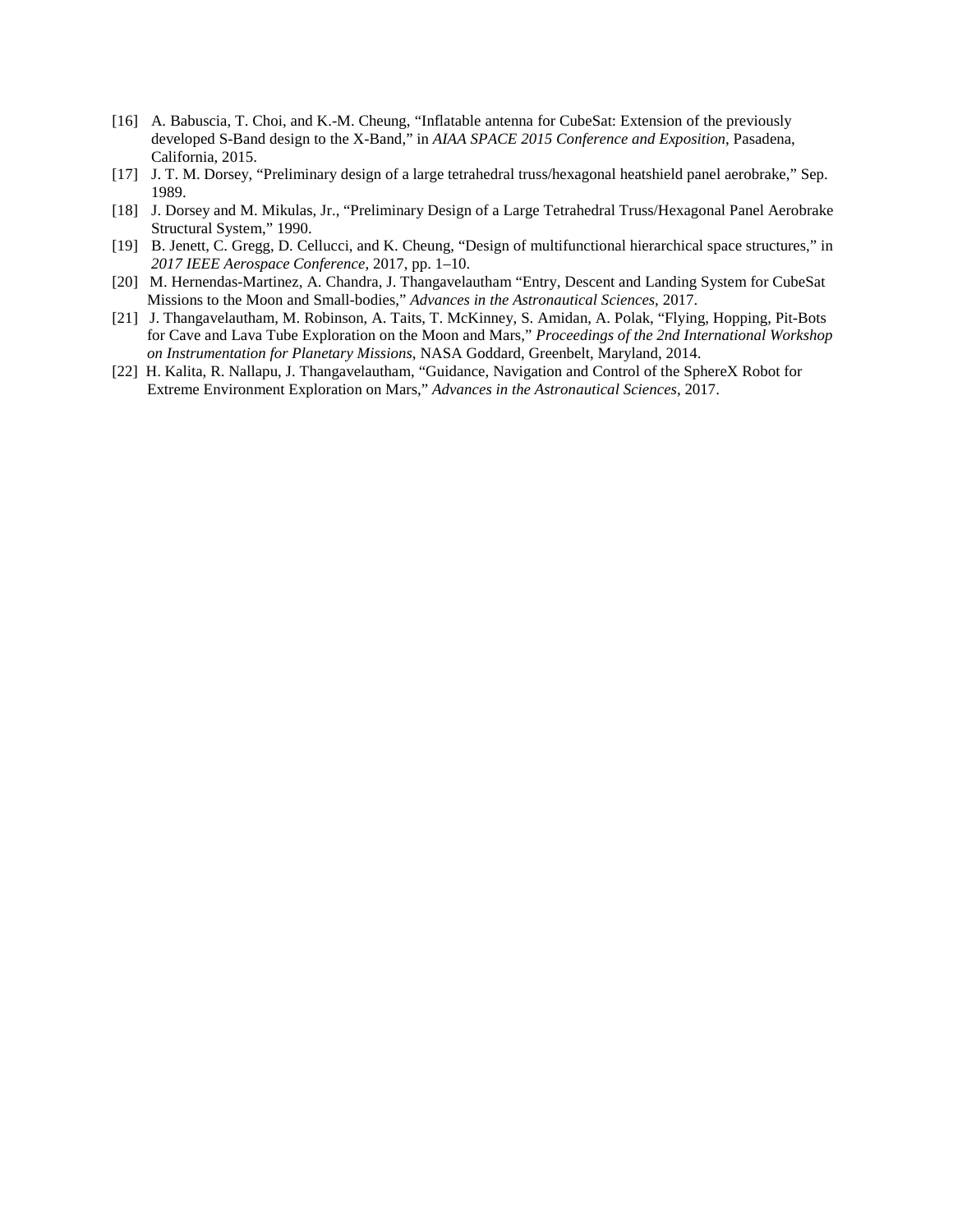[16] A. Babuscia, T. Choi, and K.-M. Cheung, “Inflatable antenna for CubeSat: Extension of the previously developed S-Band design to the X-Band,” in *AIAA SPACE 2015 Conference and Exposition*, Pasadena, California, 2015.

[17] J. T. M. Dorsey, “Preliminary design of a large tetrahedral truss/hexagonal heatshield panel aerobrake,” Sep. 1989.

[18] J. Dorsey and M. Mikulas, Jr., “Preliminary Design of a Large Tetrahedral Truss/Hexagonal Panel Aerobrake Structural System,” 1990.

[19] B. Jenett, C. Gregg, D. Cellucci, and K. Cheung, “Design of multifunctional hierarchical space structures,” in *2017 IEEE Aerospace Conference*, 2017, pp. 1–10.

[20] M. Hernendas-Martinez, A. Chandra, J. Thangavelautham “Entry, Descent and Landing System for CubeSat Missions to the Moon and Small-bodies,” *Advances in the Astronautical Sciences*, 2017.

[21] J. Thangavelautham, M. Robinson, A. Taits, T. McKinney, S. Amidan, A. Polak, “Flying, Hopping, Pit-Bots for Cave and Lava Tube Exploration on the Moon and Mars,” *Proceedings of the 2nd International Workshop on Instrumentation for Planetary Missions*, NASA Goddard, Greenbelt, Maryland, 2014.

[22] H. Kalita, R. Nallapu, J. Thangavelautham, “Guidance, Navigation and Control of the SphereX Robot for Extreme Environment Exploration on Mars,” *Advances in the Astronautical Sciences*, 2017.